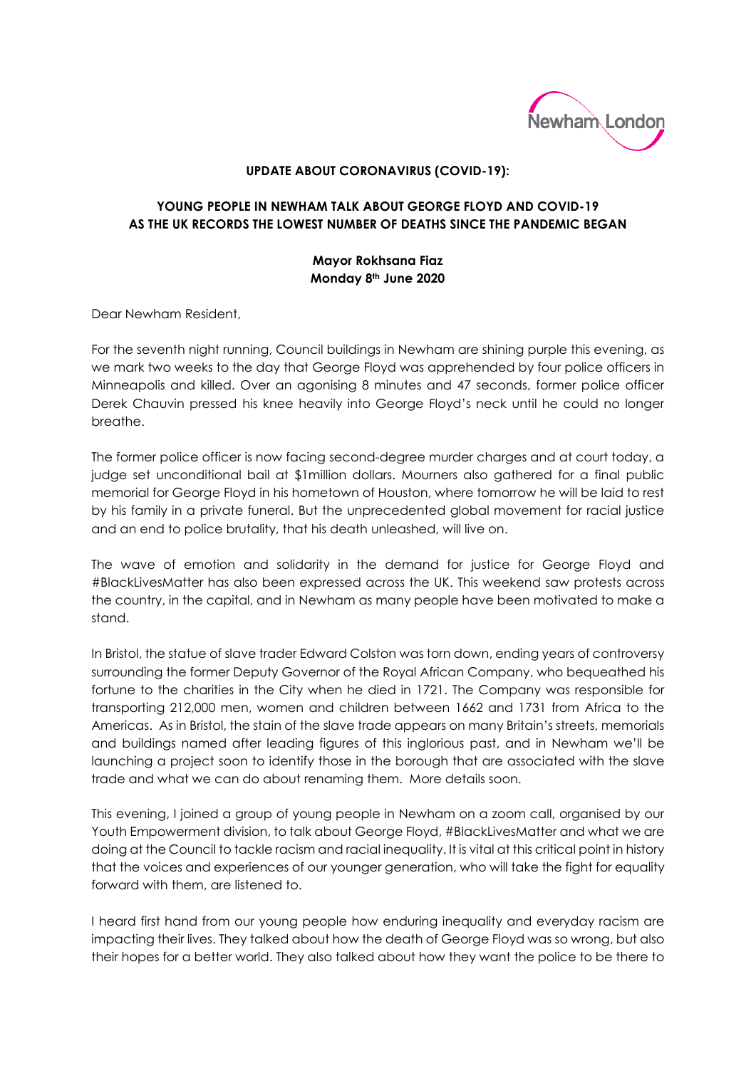**UPDATE ABOUT CORONAVIRUS (COVID-19):**

**YOUNG PEOPLE IN NEWHAM TALK ABOUT GEORGE FLOYD AND COVID-19 AS THE UK RECORDS THE LOWEST NUMBER OF DEATHS SINCE THE PANDEMIC BEGAN**

**Mayor Rokhsana Fiaz**
**Monday 8th June 2020**

Dear Newham Resident,

For the seventh night running, Council buildings in Newham are shining purple this evening, as we mark two weeks to the day that George Floyd was apprehended by four police officers in Minneapolis and killed. Over an agonising 8 minutes and 47 seconds, former police officer Derek Chauvin pressed his knee heavily into George Floyd's neck until he could no longer breathe.

The former police officer is now facing second-degree murder charges and at court today, a judge set unconditional bail at $1million dollars. Mourners also gathered for a final public memorial for George Floyd in his hometown of Houston, where tomorrow he will be laid to rest by his family in a private funeral. But the unprecedented global movement for racial justice and an end to police brutality, that his death unleashed, will live on.

The wave of emotion and solidarity in the demand for justice for George Floyd and #BlackLivesMatter has also been expressed across the UK. This weekend saw protests across the country, in the capital, and in Newham as many people have been motivated to make a stand.

In Bristol, the statue of slave trader Edward Colston was torn down, ending years of controversy surrounding the former Deputy Governor of the Royal African Company, who bequeathed his fortune to the charities in the City when he died in 1721. The Company was responsible for transporting 212,000 men, women and children between 1662 and 1731 from Africa to the Americas. As in Bristol, the stain of the slave trade appears on many Britain's streets, memorials and buildings named after leading figures of this inglorious past, and in Newham we'll be launching a project soon to identify those in the borough that are associated with the slave trade and what we can do about renaming them. More details soon.

This evening, I joined a group of young people in Newham on a zoom call, organised by our Youth Empowerment division, to talk about George Floyd, #BlackLivesMatter and what we are doing at the Council to tackle racism and racial inequality. It is vital at this critical point in history that the voices and experiences of our younger generation, who will take the fight for equality forward with them, are listened to.

I heard first hand from our young people how enduring inequality and everyday racism are impacting their lives. They talked about how the death of George Floyd was so wrong, but also their hopes for a better world. They also talked about how they want the police to be there to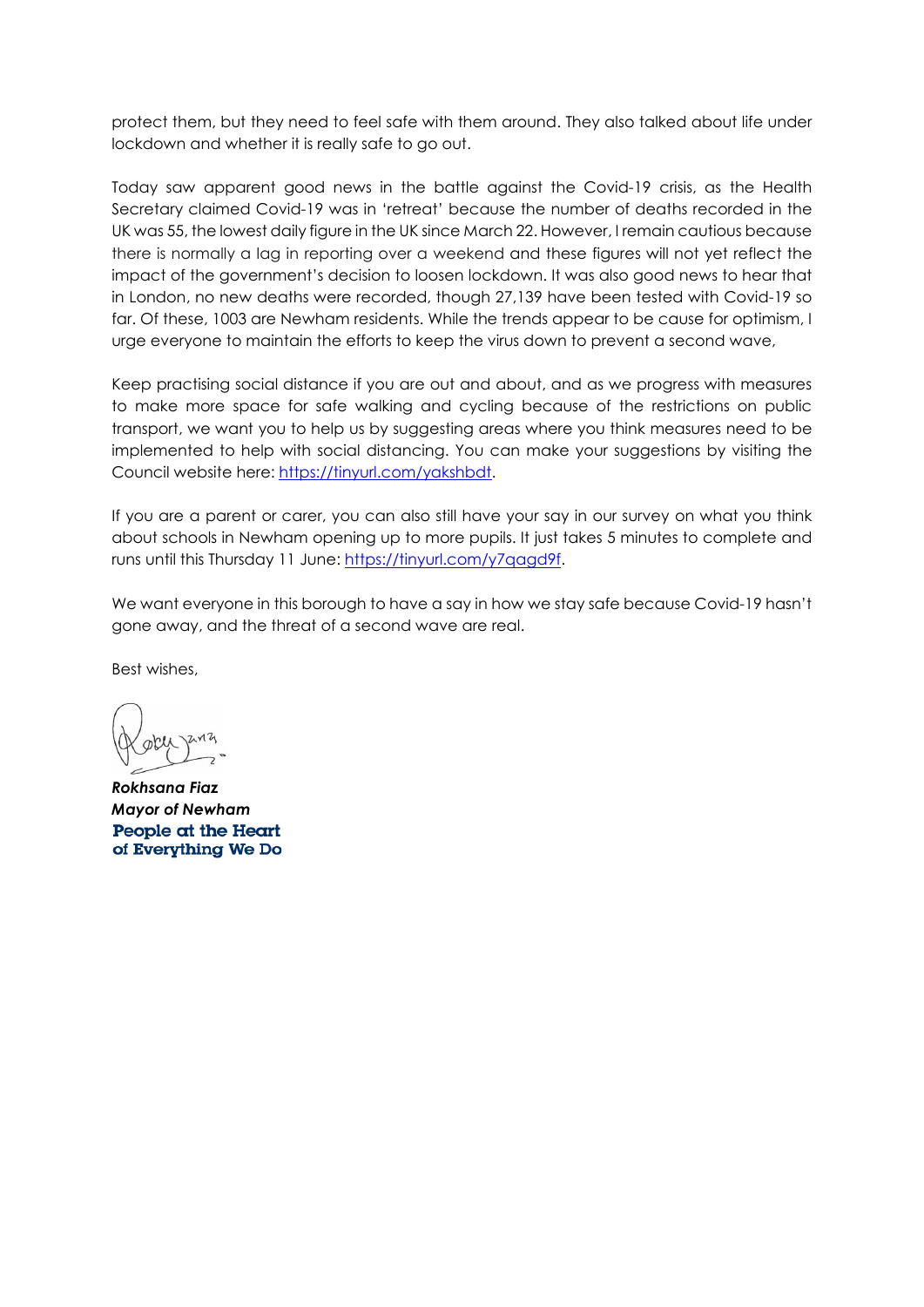protect them, but they need to feel safe with them around. They also talked about life under lockdown and whether it is really safe to go out.

Today saw apparent good news in the battle against the Covid-19 crisis, as the Health Secretary claimed Covid-19 was in 'retreat' because the number of deaths recorded in the UK was 55, the lowest daily figure in the UK since March 22. However, I remain cautious because there is normally a lag in reporting over a weekend and these figures will not yet reflect the impact of the government's decision to loosen lockdown. It was also good news to hear that in London, no new deaths were recorded, though 27,139 have been tested with Covid-19 so far. Of these, 1003 are Newham residents. While the trends appear to be cause for optimism, I urge everyone to maintain the efforts to keep the virus down to prevent a second wave,

Keep practising social distance if you are out and about, and as we progress with measures to make more space for safe walking and cycling because of the restrictions on public transport, we want you to help us by suggesting areas where you think measures need to be implemented to help with social distancing. You can make your suggestions by visiting the Council website here: https://tinyurl.com/yakshbdt.

If you are a parent or carer, you can also still have your say in our survey on what you think about schools in Newham opening up to more pupils. It just takes 5 minutes to complete and runs until this Thursday 11 June: https://tinyurl.com/y7qagd9f.

We want everyone in this borough to have a say in how we stay safe because Covid-19 hasn't gone away, and the threat of a second wave are real.

Best wishes,

***Rokhsana Fiaz***
***Mayor of Newham***
**People at the Heart of Everything We Do**